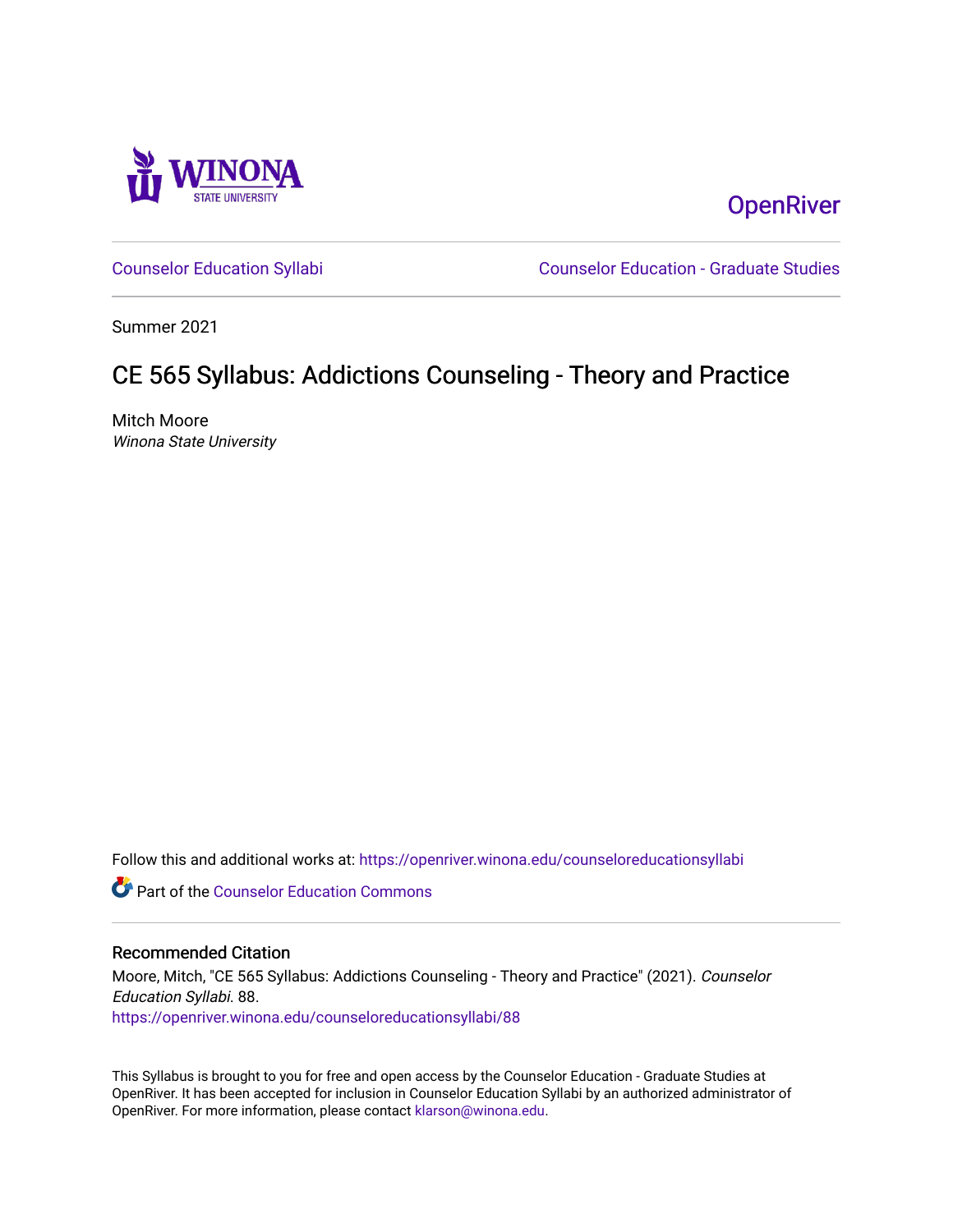Winona State University

OpenRiver

Counselor Education Syllabi | Counselor Education - Graduate Studies

Summer 2021

# CE 565 Syllabus: Addictions Counseling - Theory and Practice

Mitch Moore
*Winona State University*

Follow this and additional works at: https://openriver.winona.edu/counseloreducationsyllabi

Part of the Counselor Education Commons

## Recommended Citation

Moore, Mitch, "CE 565 Syllabus: Addictions Counseling - Theory and Practice" (2021). *Counselor Education Syllabi*. 88.
https://openriver.winona.edu/counseloreducationsyllabi/88

This Syllabus is brought to you for free and open access by the Counselor Education - Graduate Studies at OpenRiver. It has been accepted for inclusion in Counselor Education Syllabi by an authorized administrator of OpenRiver. For more information, please contact klarson@winona.edu.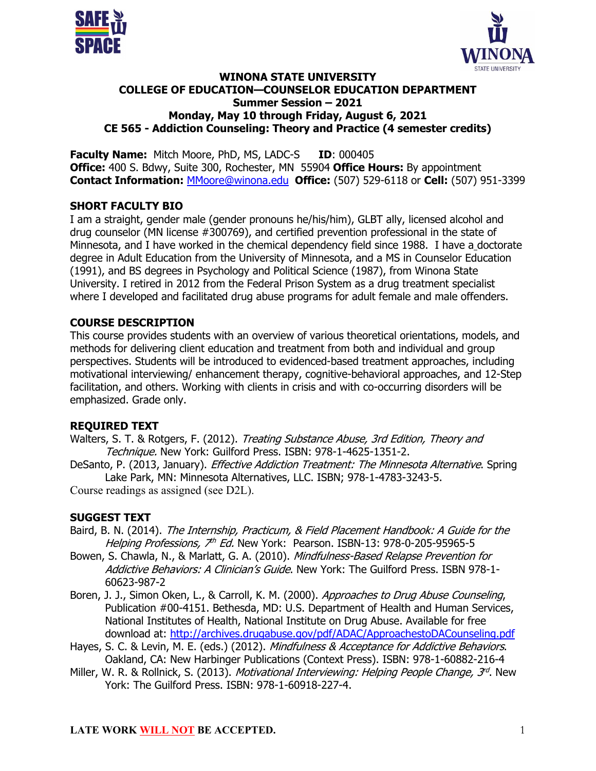**WINONA STATE UNIVERSITY**
**COLLEGE OF EDUCATION—COUNSELOR EDUCATION DEPARTMENT**
**Summer Session – 2021**
**Monday, May 10 through Friday, August 6, 2021**
**CE 565 - Addiction Counseling: Theory and Practice (4 semester credits)**

**Faculty Name:** Mitch Moore, PhD, MS, LADC-S **ID**: 000405
**Office:** 400 S. Bdwy, Suite 300, Rochester, MN 55904 **Office Hours:** By appointment
**Contact Information:** MMoore@winona.edu **Office:** (507) 529-6118 or **Cell:** (507) 951-3399

## SHORT FACULTY BIO

I am a straight, gender male (gender pronouns he/his/him), GLBT ally, licensed alcohol and drug counselor (MN license #300769), and certified prevention professional in the state of Minnesota, and I have worked in the chemical dependency field since 1988. I have a doctorate degree in Adult Education from the University of Minnesota, and a MS in Counselor Education (1991), and BS degrees in Psychology and Political Science (1987), from Winona State University. I retired in 2012 from the Federal Prison System as a drug treatment specialist where I developed and facilitated drug abuse programs for adult female and male offenders.

## COURSE DESCRIPTION

This course provides students with an overview of various theoretical orientations, models, and methods for delivering client education and treatment from both and individual and group perspectives. Students will be introduced to evidenced-based treatment approaches, including motivational interviewing/ enhancement therapy, cognitive-behavioral approaches, and 12-Step facilitation, and others. Working with clients in crisis and with co-occurring disorders will be emphasized. Grade only.

## REQUIRED TEXT

Walters, S. T. & Rotgers, F. (2012). *Treating Substance Abuse, 3rd Edition, Theory and Technique.* New York: Guilford Press. ISBN: 978-1-4625-1351-2.

DeSanto, P. (2013, January). *Effective Addiction Treatment: The Minnesota Alternative*. Spring Lake Park, MN: Minnesota Alternatives, LLC. ISBN; 978-1-4783-3243-5.

Course readings as assigned (see D2L).

## SUGGEST TEXT

Baird, B. N. (2014). *The Internship, Practicum, & Field Placement Handbook: A Guide for the Helping Professions, 7th Ed.* New York: Pearson. ISBN-13: 978-0-205-95965-5

Bowen, S. Chawla, N., & Marlatt, G. A. (2010). *Mindfulness-Based Relapse Prevention for Addictive Behaviors: A Clinician's Guide*. New York: The Guilford Press. ISBN 978-1-60623-987-2

Boren, J. J., Simon Oken, L., & Carroll, K. M. (2000). *Approaches to Drug Abuse Counseling*, Publication #00-4151. Bethesda, MD: U.S. Department of Health and Human Services, National Institutes of Health, National Institute on Drug Abuse. Available for free download at: http://archives.drugabuse.gov/pdf/ADAC/ApproachestoDACounseling.pdf

Hayes, S. C. & Levin, M. E. (eds.) (2012). *Mindfulness & Acceptance for Addictive Behaviors*. Oakland, CA: New Harbinger Publications (Context Press). ISBN: 978-1-60882-216-4

Miller, W. R. & Rollnick, S. (2013). *Motivational Interviewing: Helping People Change, 3rd*. New York: The Guilford Press. ISBN: 978-1-60918-227-4.

**LATE WORK WILL NOT BE ACCEPTED.**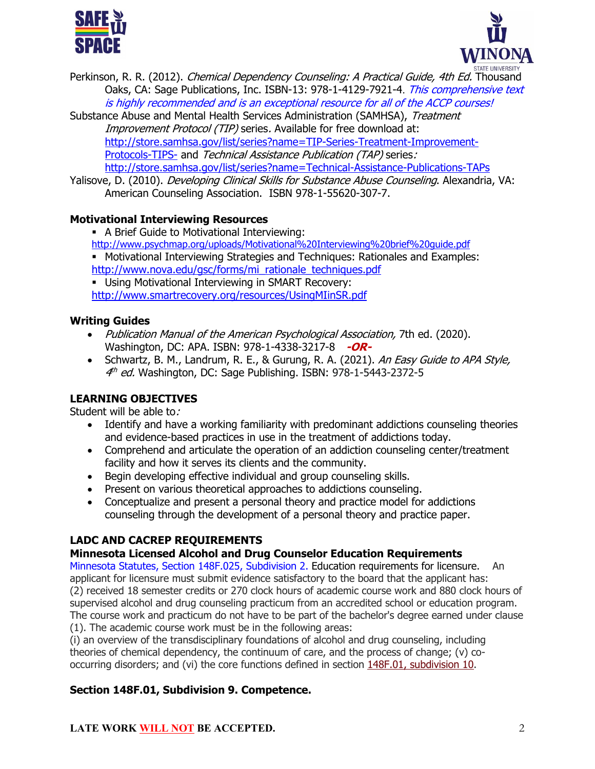Perkinson, R. R. (2012). *Chemical Dependency Counseling: A Practical Guide, 4th Ed.* Thousand Oaks, CA: Sage Publications, Inc. ISBN-13: 978-1-4129-7921-4. *This comprehensive text is highly recommended and is an exceptional resource for all of the ACCP courses!*

Substance Abuse and Mental Health Services Administration (SAMHSA), *Treatment Improvement Protocol (TIP)* series. Available for free download at: http://store.samhsa.gov/list/series?name=TIP-Series-Treatment-Improvement-Protocols-TIPS- and *Technical Assistance Publication (TAP)* series: http://store.samhsa.gov/list/series?name=Technical-Assistance-Publications-TAPs

Yalisove, D. (2010). *Developing Clinical Skills for Substance Abuse Counseling*. Alexandria, VA: American Counseling Association. ISBN 978-1-55620-307-7.

**Motivational Interviewing Resources**

- A Brief Guide to Motivational Interviewing: http://www.psychmap.org/uploads/Motivational%20Interviewing%20brief%20guide.pdf
- Motivational Interviewing Strategies and Techniques: Rationales and Examples: http://www.nova.edu/gsc/forms/mi_rationale_techniques.pdf
- Using Motivational Interviewing in SMART Recovery: http://www.smartrecovery.org/resources/UsingMIinSR.pdf

**Writing Guides**

- *Publication Manual of the American Psychological Association,* 7th ed. (2020). Washington, DC: APA. ISBN: 978-1-4338-3217-8 ***-OR-***
- Schwartz, B. M., Landrum, R. E., & Gurung, R. A. (2021). *An Easy Guide to APA Style, 4th ed.* Washington, DC: Sage Publishing. ISBN: 978-1-5443-2372-5

**LEARNING OBJECTIVES**

Student will be able to:

- Identify and have a working familiarity with predominant addictions counseling theories and evidence-based practices in use in the treatment of addictions today.
- Comprehend and articulate the operation of an addiction counseling center/treatment facility and how it serves its clients and the community.
- Begin developing effective individual and group counseling skills.
- Present on various theoretical approaches to addictions counseling.
- Conceptualize and present a personal theory and practice model for addictions counseling through the development of a personal theory and practice paper.

**LADC AND CACREP REQUIREMENTS**

**Minnesota Licensed Alcohol and Drug Counselor Education Requirements**

Minnesota Statutes, Section 148F.025, Subdivision 2. Education requirements for licensure. An applicant for licensure must submit evidence satisfactory to the board that the applicant has: (2) received 18 semester credits or 270 clock hours of academic course work and 880 clock hours of supervised alcohol and drug counseling practicum from an accredited school or education program. The course work and practicum do not have to be part of the bachelor's degree earned under clause (1). The academic course work must be in the following areas:
(i) an overview of the transdisciplinary foundations of alcohol and drug counseling, including theories of chemical dependency, the continuum of care, and the process of change; (v) co-occurring disorders; and (vi) the core functions defined in section 148F.01, subdivision 10.

**Section 148F.01, Subdivision 9. Competence.**

**LATE WORK WILL NOT BE ACCEPTED.**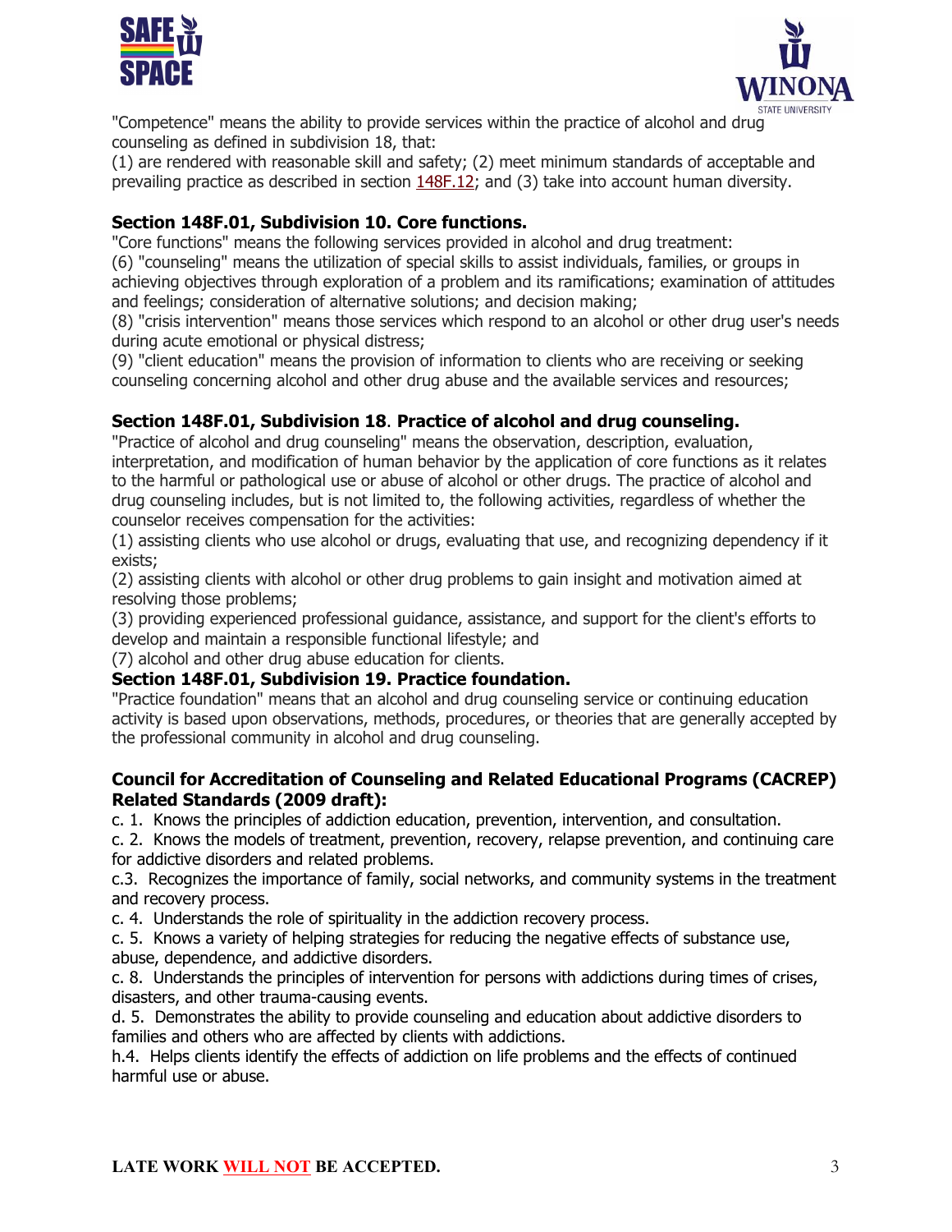"Competence" means the ability to provide services within the practice of alcohol and drug counseling as defined in subdivision 18, that:

(1) are rendered with reasonable skill and safety; (2) meet minimum standards of acceptable and prevailing practice as described in section 148F.12; and (3) take into account human diversity.

**Section 148F.01, Subdivision 10. Core functions.**

"Core functions" means the following services provided in alcohol and drug treatment:

(6) "counseling" means the utilization of special skills to assist individuals, families, or groups in achieving objectives through exploration of a problem and its ramifications; examination of attitudes and feelings; consideration of alternative solutions; and decision making;

(8) "crisis intervention" means those services which respond to an alcohol or other drug user's needs during acute emotional or physical distress;

(9) "client education" means the provision of information to clients who are receiving or seeking counseling concerning alcohol and other drug abuse and the available services and resources;

**Section 148F.01, Subdivision 18. Practice of alcohol and drug counseling.**

"Practice of alcohol and drug counseling" means the observation, description, evaluation, interpretation, and modification of human behavior by the application of core functions as it relates to the harmful or pathological use or abuse of alcohol or other drugs. The practice of alcohol and drug counseling includes, but is not limited to, the following activities, regardless of whether the counselor receives compensation for the activities:

(1) assisting clients who use alcohol or drugs, evaluating that use, and recognizing dependency if it exists;

(2) assisting clients with alcohol or other drug problems to gain insight and motivation aimed at resolving those problems;

(3) providing experienced professional guidance, assistance, and support for the client's efforts to develop and maintain a responsible functional lifestyle; and

(7) alcohol and other drug abuse education for clients.

**Section 148F.01, Subdivision 19. Practice foundation.**

"Practice foundation" means that an alcohol and drug counseling service or continuing education activity is based upon observations, methods, procedures, or theories that are generally accepted by the professional community in alcohol and drug counseling.

**Council for Accreditation of Counseling and Related Educational Programs (CACREP) Related Standards (2009 draft):**

c. 1. Knows the principles of addiction education, prevention, intervention, and consultation.

c. 2. Knows the models of treatment, prevention, recovery, relapse prevention, and continuing care for addictive disorders and related problems.

c.3. Recognizes the importance of family, social networks, and community systems in the treatment and recovery process.

c. 4. Understands the role of spirituality in the addiction recovery process.

c. 5. Knows a variety of helping strategies for reducing the negative effects of substance use, abuse, dependence, and addictive disorders.

c. 8. Understands the principles of intervention for persons with addictions during times of crises, disasters, and other trauma-causing events.

d. 5. Demonstrates the ability to provide counseling and education about addictive disorders to families and others who are affected by clients with addictions.

h.4. Helps clients identify the effects of addiction on life problems and the effects of continued harmful use or abuse.

**LATE WORK WILL NOT BE ACCEPTED.**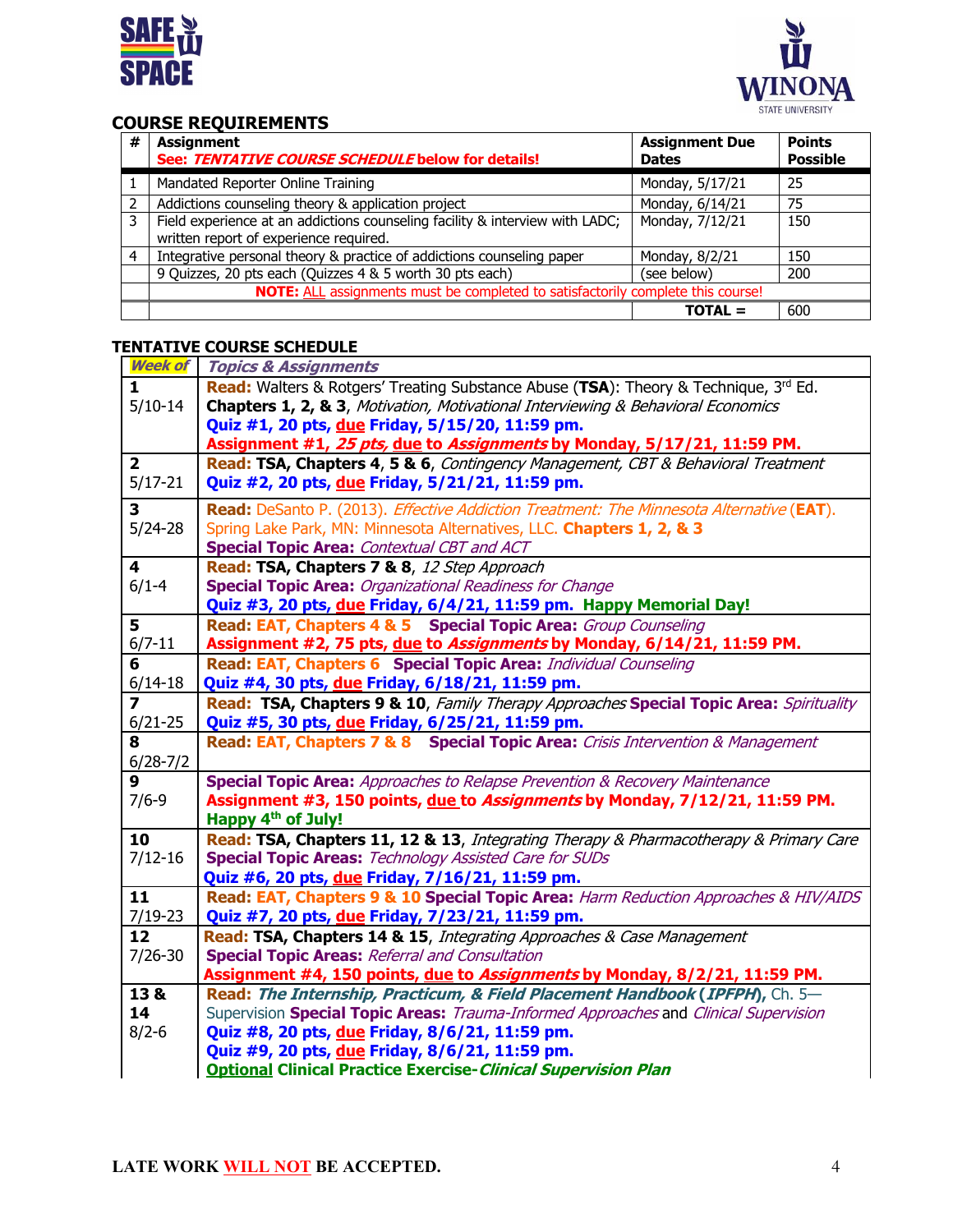## COURSE REQUIREMENTS

| # | Assignment<br>**See: *TENTATIVE COURSE SCHEDULE* below for details!** | Assignment Due Dates | Points Possible |
|---|---|---|---|
| 1 | Mandated Reporter Online Training | Monday, 5/17/21 | 25 |
| 2 | Addictions counseling theory & application project | Monday, 6/14/21 | 75 |
| 3 | Field experience at an addictions counseling facility & interview with LADC; written report of experience required. | Monday, 7/12/21 | 150 |
| 4 | Integrative personal theory & practice of addictions counseling paper | Monday, 8/2/21 | 150 |
| | 9 Quizzes, 20 pts each (Quizzes 4 & 5 worth 30 pts each) | (see below) | 200 |
| | **NOTE:** ALL assignments must be completed to satisfactorily complete this course! | | |
| | | **TOTAL =** | 600 |

## TENTATIVE COURSE SCHEDULE

| *Week of* | *Topics & Assignments* |
|---|---|
| **1**<br>5/10-14 | **Read:** Walters & Rotgers' Treating Substance Abuse (**TSA**): Theory & Technique, 3rd Ed. **Chapters 1, 2, & 3**, *Motivation, Motivational Interviewing & Behavioral Economics*<br>**Quiz #1, 20 pts, due Friday, 5/15/20, 11:59 pm.**<br>**Assignment #1, *25 pts*, due to *Assignments* by Monday, 5/17/21, 11:59 PM.** |
| **2**<br>5/17-21 | **Read: TSA, Chapters 4, 5 & 6**, *Contingency Management, CBT & Behavioral Treatment*<br>**Quiz #2, 20 pts, due Friday, 5/21/21, 11:59 pm.** |
| **3**<br>5/24-28 | **Read:** DeSanto P. (2013). *Effective Addiction Treatment: The Minnesota Alternative* (**EAT**). Spring Lake Park, MN: Minnesota Alternatives, LLC. **Chapters 1, 2, & 3**<br>**Special Topic Area:** *Contextual CBT and ACT* |
| **4**<br>6/1-4 | **Read: TSA, Chapters 7 & 8**, *12 Step Approach*<br>**Special Topic Area:** *Organizational Readiness for Change*<br>**Quiz #3, 20 pts, due Friday, 6/4/21, 11:59 pm. Happy Memorial Day!** |
| **5**<br>6/7-11 | **Read: EAT, Chapters 4 & 5 Special Topic Area:** *Group Counseling*<br>**Assignment #2, 75 pts, due to *Assignments* by Monday, 6/14/21, 11:59 PM.** |
| **6**<br>6/14-18 | **Read: EAT, Chapters 6 Special Topic Area:** *Individual Counseling*<br>**Quiz #4, 30 pts, due Friday, 6/18/21, 11:59 pm.** |
| **7**<br>6/21-25 | **Read: TSA, Chapters 9 & 10**, *Family Therapy Approaches* **Special Topic Area:** *Spirituality*<br>**Quiz #5, 30 pts, due Friday, 6/25/21, 11:59 pm.** |
| **8**<br>6/28-7/2 | **Read: EAT, Chapters 7 & 8 Special Topic Area:** *Crisis Intervention & Management* |
| **9**<br>7/6-9 | **Special Topic Area:** *Approaches to Relapse Prevention & Recovery Maintenance*<br>**Assignment #3, 150 points, due to *Assignments* by Monday, 7/12/21, 11:59 PM.**<br>**Happy 4th of July!** |
| **10**<br>7/12-16 | **Read: TSA, Chapters 11, 12 & 13**, *Integrating Therapy & Pharmacotherapy & Primary Care*<br>**Special Topic Areas:** *Technology Assisted Care for SUDs*<br>**Quiz #6, 20 pts, due Friday, 7/16/21, 11:59 pm.** |
| **11**<br>7/19-23 | **Read: EAT, Chapters 9 & 10 Special Topic Area:** *Harm Reduction Approaches & HIV/AIDS*<br>**Quiz #7, 20 pts, due Friday, 7/23/21, 11:59 pm.** |
| **12**<br>7/26-30 | **Read: TSA, Chapters 14 & 15**, *Integrating Approaches & Case Management*<br>**Special Topic Areas:** *Referral and Consultation*<br>**Assignment #4, 150 points, due to *Assignments* by Monday, 8/2/21, 11:59 PM.** |
| **13 & 14**<br>8/2-6 | **Read: *The Internship, Practicum, & Field Placement Handbook* (*IPFPH*)**, Ch. 5—Supervision **Special Topic Areas:** *Trauma-Informed Approaches* and *Clinical Supervision*<br>**Quiz #8, 20 pts, due Friday, 8/6/21, 11:59 pm.**<br>**Quiz #9, 20 pts, due Friday, 8/6/21, 11:59 pm.**<br>**Optional Clinical Practice Exercise-*Clinical Supervision Plan*** |

**LATE WORK WILL NOT BE ACCEPTED.**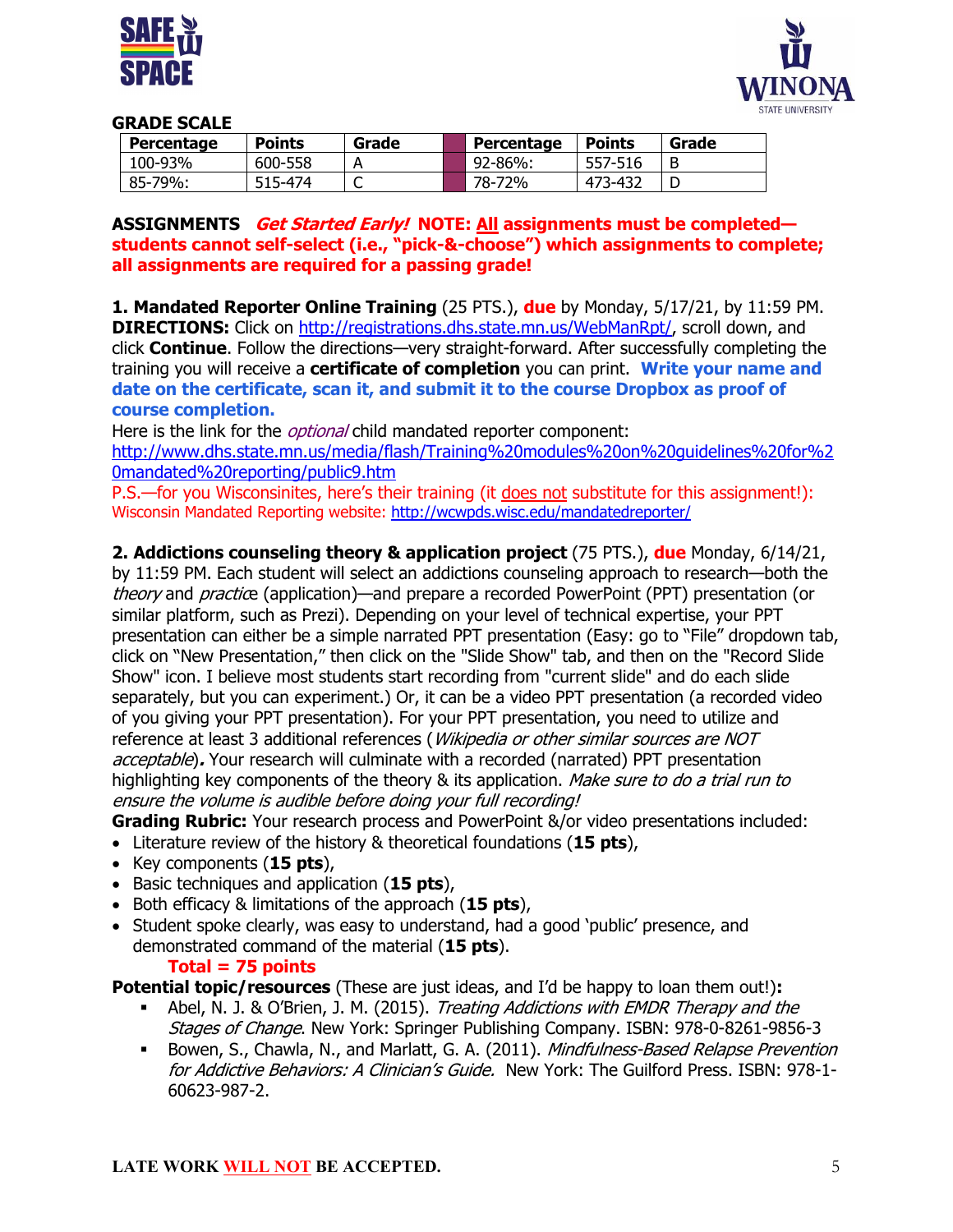## GRADE SCALE

| Percentage | Points | Grade | | Percentage | Points | Grade |
|---|---|---|---|---|---|---|
| 100-93% | 600-558 | A | | 92-86%: | 557-516 | B |
| 85-79%: | 515-474 | C | | 78-72% | 473-432 | D |

**ASSIGNMENTS** ***Get Started Early!*** **NOTE: <u>All</u> assignments must be completed—students cannot self-select (i.e., "pick-&-choose") which assignments to complete; all assignments are required for a passing grade!**

**1. Mandated Reporter Online Training** (25 PTS.), **due** by Monday, 5/17/21, by 11:59 PM. **DIRECTIONS:** Click on http://registrations.dhs.state.mn.us/WebManRpt/, scroll down, and click **Continue**. Follow the directions—very straight-forward. After successfully completing the training you will receive a **certificate of completion** you can print. **Write your name and date on the certificate, scan it, and submit it to the course Dropbox as proof of course completion.**

Here is the link for the *optional* child mandated reporter component: http://www.dhs.state.mn.us/media/flash/Training%20modules%20on%20guidelines%20for%20mandated%20reporting/public9.htm

P.S.—for you Wisconsinites, here's their training (it <u>does not</u> substitute for this assignment!): Wisconsin Mandated Reporting website: http://wcwpds.wisc.edu/mandatedreporter/

**2. Addictions counseling theory & application project** (75 PTS.), **due** Monday, 6/14/21, by 11:59 PM. Each student will select an addictions counseling approach to research—both the *theory* and *practice* (application)—and prepare a recorded PowerPoint (PPT) presentation (or similar platform, such as Prezi). Depending on your level of technical expertise, your PPT presentation can either be a simple narrated PPT presentation (Easy: go to "File" dropdown tab, click on "New Presentation," then click on the "Slide Show" tab, and then on the "Record Slide Show" icon. I believe most students start recording from "current slide" and do each slide separately, but you can experiment.) Or, it can be a video PPT presentation (a recorded video of you giving your PPT presentation). For your PPT presentation, you need to utilize and reference at least 3 additional references (*Wikipedia or other similar sources are NOT acceptable*)**.** Your research will culminate with a recorded (narrated) PPT presentation highlighting key components of the theory & its application. *Make sure to do a trial run to ensure the volume is audible before doing your full recording!*

**Grading Rubric:** Your research process and PowerPoint &/or video presentations included:

- Literature review of the history & theoretical foundations (**15 pts**),
- Key components (**15 pts**),
- Basic techniques and application (**15 pts**),
- Both efficacy & limitations of the approach (**15 pts**),
- Student spoke clearly, was easy to understand, had a good 'public' presence, and demonstrated command of the material (**15 pts**).

**Total = 75 points**

**Potential topic/resources** (These are just ideas, and I'd be happy to loan them out!)**:**

- Abel, N. J. & O'Brien, J. M. (2015). *Treating Addictions with EMDR Therapy and the Stages of Change*. New York: Springer Publishing Company. ISBN: 978-0-8261-9856-3
- Bowen, S., Chawla, N., and Marlatt, G. A. (2011). *Mindfulness-Based Relapse Prevention for Addictive Behaviors: A Clinician's Guide.* New York: The Guilford Press. ISBN: 978-1-60623-987-2.

**LATE WORK <u>WILL NOT</u> BE ACCEPTED.**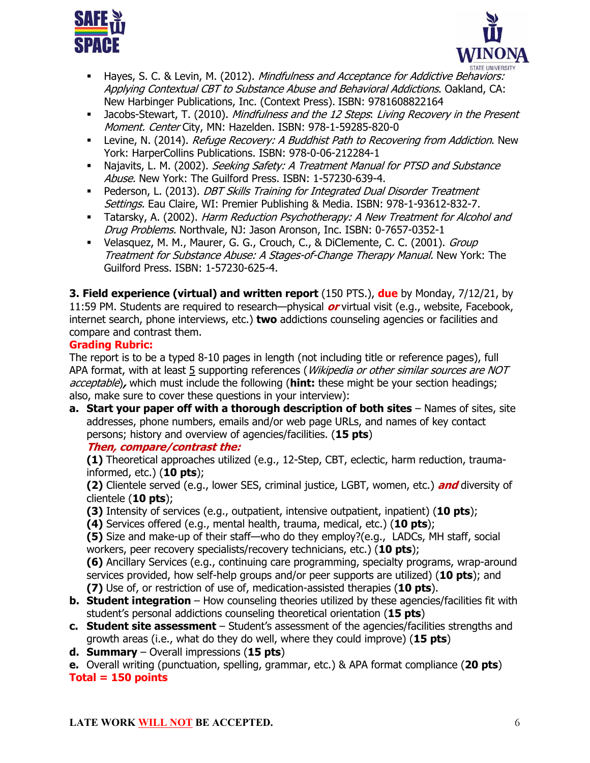- Hayes, S. C. & Levin, M. (2012). *Mindfulness and Acceptance for Addictive Behaviors: Applying Contextual CBT to Substance Abuse and Behavioral Addictions*. Oakland, CA: New Harbinger Publications, Inc. (Context Press). ISBN: 9781608822164
- Jacobs-Stewart, T. (2010). *Mindfulness and the 12 Steps*: *Living Recovery in the Present Moment. Center* City, MN: Hazelden. ISBN: 978-1-59285-820-0
- Levine, N. (2014). *Refuge Recovery: A Buddhist Path to Recovering from Addiction*. New York: HarperCollins Publications. ISBN: 978-0-06-212284-1
- Najavits, L. M. (2002). *Seeking Safety: A Treatment Manual for PTSD and Substance Abuse.* New York: The Guilford Press. ISBN: 1-57230-639-4.
- Pederson, L. (2013). *DBT Skills Training for Integrated Dual Disorder Treatment Settings.* Eau Claire, WI: Premier Publishing & Media. ISBN: 978-1-93612-832-7.
- Tatarsky, A. (2002). *Harm Reduction Psychotherapy: A New Treatment for Alcohol and Drug Problems.* Northvale, NJ: Jason Aronson, Inc. ISBN: 0-7657-0352-1
- Velasquez, M. M., Maurer, G. G., Crouch, C., & DiClemente, C. C. (2001). *Group Treatment for Substance Abuse: A Stages-of-Change Therapy Manual.* New York: The Guilford Press. ISBN: 1-57230-625-4.

**3. Field experience (virtual) and written report** (150 PTS.), **due** by Monday, 7/12/21, by 11:59 PM. Students are required to research—physical ***or*** virtual visit (e.g., website, Facebook, internet search, phone interviews, etc.) **two** addictions counseling agencies or facilities and compare and contrast them.

**Grading Rubric:**

The report is to be a typed 8-10 pages in length (not including title or reference pages), full APA format, with at least 5 supporting references (*Wikipedia or other similar sources are NOT acceptable*)***,*** which must include the following (**hint:** these might be your section headings; also, make sure to cover these questions in your interview):

a. **Start your paper off with a thorough description of both sites** – Names of sites, site addresses, phone numbers, emails and/or web page URLs, and names of key contact persons; history and overview of agencies/facilities. (**15 pts**)

   ***Then, compare/contrast the:***

   **(1)** Theoretical approaches utilized (e.g., 12-Step, CBT, eclectic, harm reduction, trauma-informed, etc.) (**10 pts**);

   **(2)** Clientele served (e.g., lower SES, criminal justice, LGBT, women, etc.) ***and*** diversity of clientele (**10 pts**);

   **(3)** Intensity of services (e.g., outpatient, intensive outpatient, inpatient) (**10 pts**);

   **(4)** Services offered (e.g., mental health, trauma, medical, etc.) (**10 pts**);

   **(5)** Size and make-up of their staff—who do they employ?(e.g., LADCs, MH staff, social workers, peer recovery specialists/recovery technicians, etc.) (**10 pts**);

   **(6)** Ancillary Services (e.g., continuing care programming, specialty programs, wrap-around services provided, how self-help groups and/or peer supports are utilized) (**10 pts**); and

   **(7)** Use of, or restriction of use of, medication-assisted therapies (**10 pts**).

b. **Student integration** – How counseling theories utilized by these agencies/facilities fit with student's personal addictions counseling theoretical orientation (**15 pts**)

c. **Student site assessment** – Student's assessment of the agencies/facilities strengths and growth areas (i.e., what do they do well, where they could improve) (**15 pts**)

d. **Summary** – Overall impressions (**15 pts**)

e. Overall writing (punctuation, spelling, grammar, etc.) & APA format compliance (**20 pts**)

**Total = 150 points**

**LATE WORK WILL NOT BE ACCEPTED.**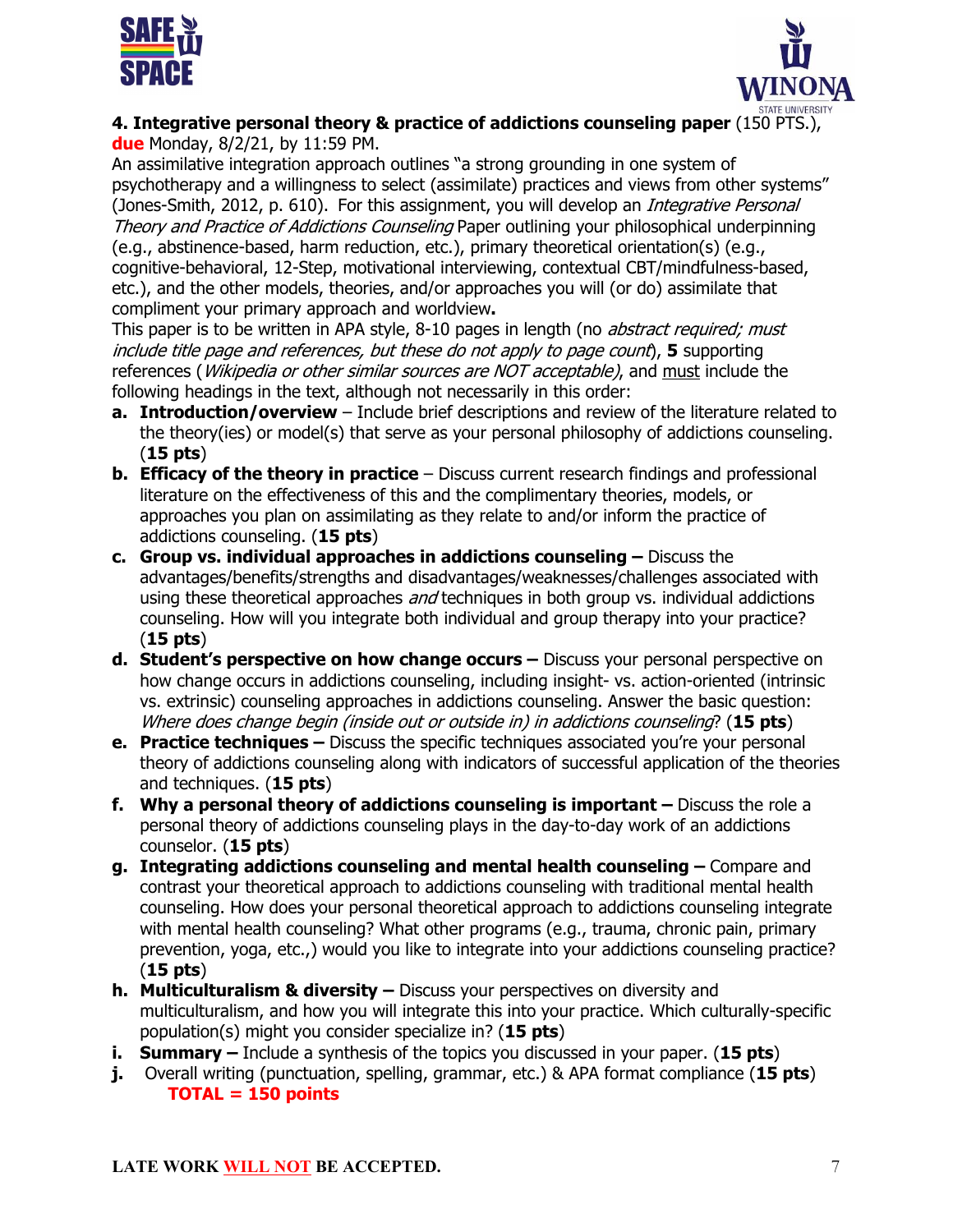**4. Integrative personal theory & practice of addictions counseling paper** (150 PTS.), **due** Monday, 8/2/21, by 11:59 PM.

An assimilative integration approach outlines "a strong grounding in one system of psychotherapy and a willingness to select (assimilate) practices and views from other systems" (Jones-Smith, 2012, p. 610). For this assignment, you will develop an *Integrative Personal Theory and Practice of Addictions Counseling* Paper outlining your philosophical underpinning (e.g., abstinence-based, harm reduction, etc.), primary theoretical orientation(s) (e.g., cognitive-behavioral, 12-Step, motivational interviewing, contextual CBT/mindfulness-based, etc.), and the other models, theories, and/or approaches you will (or do) assimilate that compliment your primary approach and worldview**.**

This paper is to be written in APA style, 8-10 pages in length (no *abstract required; must include title page and references, but these do not apply to page count*), **5** supporting references (*Wikipedia or other similar sources are NOT acceptable)*, and must include the following headings in the text, although not necessarily in this order:

a. **Introduction/overview** – Include brief descriptions and review of the literature related to the theory(ies) or model(s) that serve as your personal philosophy of addictions counseling. (**15 pts**)
b. **Efficacy of the theory in practice** – Discuss current research findings and professional literature on the effectiveness of this and the complimentary theories, models, or approaches you plan on assimilating as they relate to and/or inform the practice of addictions counseling. (**15 pts**)
c. **Group vs. individual approaches in addictions counseling –** Discuss the advantages/benefits/strengths and disadvantages/weaknesses/challenges associated with using these theoretical approaches *and* techniques in both group vs. individual addictions counseling. How will you integrate both individual and group therapy into your practice? (**15 pts**)
d. **Student's perspective on how change occurs –** Discuss your personal perspective on how change occurs in addictions counseling, including insight- vs. action-oriented (intrinsic vs. extrinsic) counseling approaches in addictions counseling. Answer the basic question: *Where does change begin (inside out or outside in) in addictions counseling*? (**15 pts**)
e. **Practice techniques –** Discuss the specific techniques associated you're your personal theory of addictions counseling along with indicators of successful application of the theories and techniques. (**15 pts**)
f. **Why a personal theory of addictions counseling is important –** Discuss the role a personal theory of addictions counseling plays in the day-to-day work of an addictions counselor. (**15 pts**)
g. **Integrating addictions counseling and mental health counseling –** Compare and contrast your theoretical approach to addictions counseling with traditional mental health counseling. How does your personal theoretical approach to addictions counseling integrate with mental health counseling? What other programs (e.g., trauma, chronic pain, primary prevention, yoga, etc.,) would you like to integrate into your addictions counseling practice? (**15 pts**)
h. **Multiculturalism & diversity –** Discuss your perspectives on diversity and multiculturalism, and how you will integrate this into your practice. Which culturally-specific population(s) might you consider specialize in? (**15 pts**)
i. **Summary –** Include a synthesis of the topics you discussed in your paper. (**15 pts**)
j. Overall writing (punctuation, spelling, grammar, etc.) & APA format compliance (**15 pts**)

**TOTAL = 150 points**

**LATE WORK WILL NOT BE ACCEPTED.**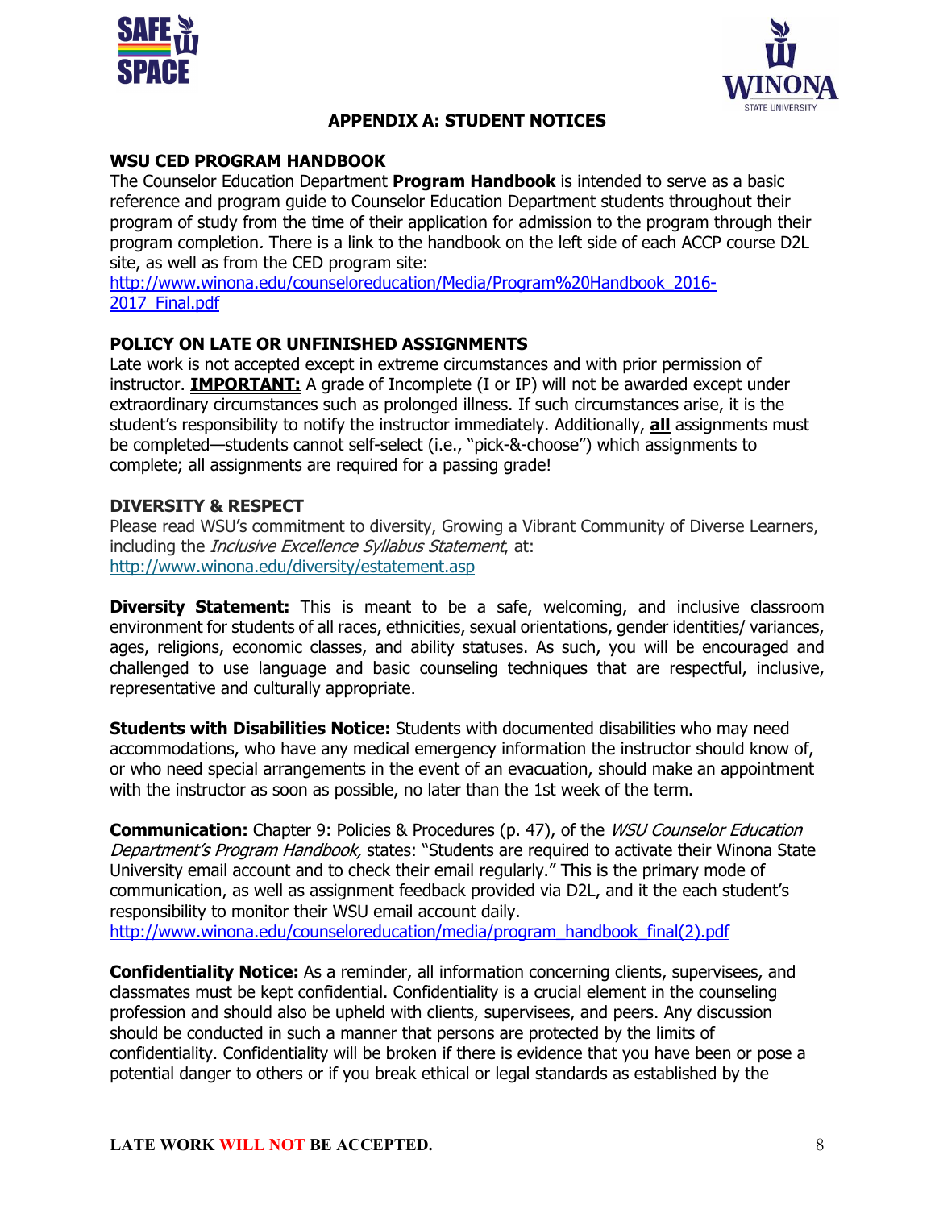## APPENDIX A: STUDENT NOTICES

### WSU CED PROGRAM HANDBOOK

The Counselor Education Department **Program Handbook** is intended to serve as a basic reference and program guide to Counselor Education Department students throughout their program of study from the time of their application for admission to the program through their program completion. There is a link to the handbook on the left side of each ACCP course D2L site, as well as from the CED program site:
http://www.winona.edu/counseloreducation/Media/Program%20Handbook_2016-2017_Final.pdf

### POLICY ON LATE OR UNFINISHED ASSIGNMENTS

Late work is not accepted except in extreme circumstances and with prior permission of instructor. **IMPORTANT:** A grade of Incomplete (I or IP) will not be awarded except under extraordinary circumstances such as prolonged illness. If such circumstances arise, it is the student's responsibility to notify the instructor immediately. Additionally, **all** assignments must be completed—students cannot self-select (i.e., "pick-&-choose") which assignments to complete; all assignments are required for a passing grade!

### DIVERSITY & RESPECT

Please read WSU's commitment to diversity, Growing a Vibrant Community of Diverse Learners, including the *Inclusive Excellence Syllabus Statement*, at:
http://www.winona.edu/diversity/estatement.asp

**Diversity Statement:** This is meant to be a safe, welcoming, and inclusive classroom environment for students of all races, ethnicities, sexual orientations, gender identities/ variances, ages, religions, economic classes, and ability statuses. As such, you will be encouraged and challenged to use language and basic counseling techniques that are respectful, inclusive, representative and culturally appropriate.

**Students with Disabilities Notice:** Students with documented disabilities who may need accommodations, who have any medical emergency information the instructor should know of, or who need special arrangements in the event of an evacuation, should make an appointment with the instructor as soon as possible, no later than the 1st week of the term.

**Communication:** Chapter 9: Policies & Procedures (p. 47), of the *WSU Counselor Education Department's Program Handbook,* states: "Students are required to activate their Winona State University email account and to check their email regularly." This is the primary mode of communication, as well as assignment feedback provided via D2L, and it the each student's responsibility to monitor their WSU email account daily.
http://www.winona.edu/counseloreducation/media/program_handbook_final(2).pdf

**Confidentiality Notice:** As a reminder, all information concerning clients, supervisees, and classmates must be kept confidential. Confidentiality is a crucial element in the counseling profession and should also be upheld with clients, supervisees, and peers. Any discussion should be conducted in such a manner that persons are protected by the limits of confidentiality. Confidentiality will be broken if there is evidence that you have been or pose a potential danger to others or if you break ethical or legal standards as established by the

**LATE WORK WILL NOT BE ACCEPTED.**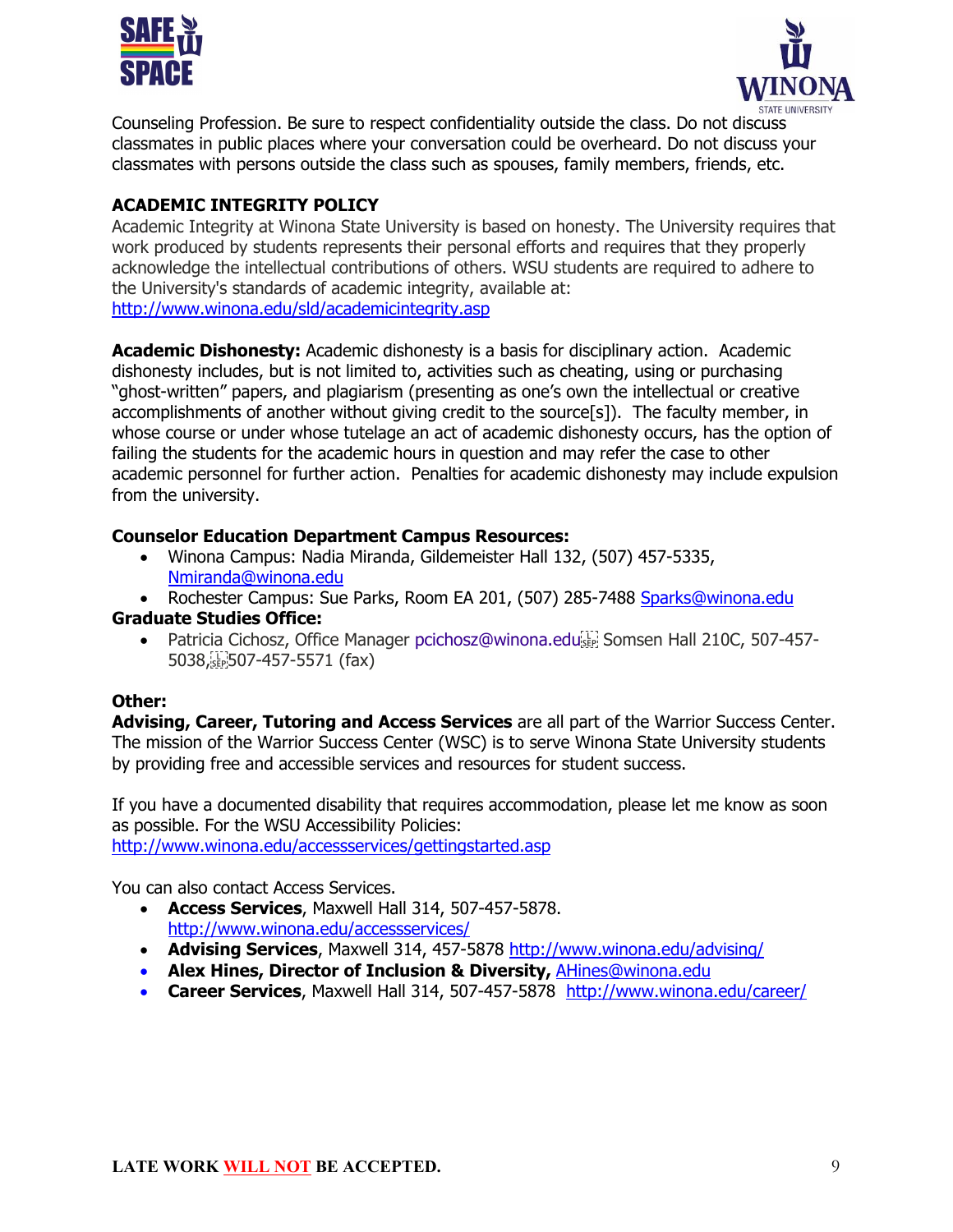Counseling Profession. Be sure to respect confidentiality outside the class. Do not discuss classmates in public places where your conversation could be overheard. Do not discuss your classmates with persons outside the class such as spouses, family members, friends, etc.

**ACADEMIC INTEGRITY POLICY**

Academic Integrity at Winona State University is based on honesty. The University requires that work produced by students represents their personal efforts and requires that they properly acknowledge the intellectual contributions of others. WSU students are required to adhere to the University's standards of academic integrity, available at: http://www.winona.edu/sld/academicintegrity.asp

**Academic Dishonesty:** Academic dishonesty is a basis for disciplinary action. Academic dishonesty includes, but is not limited to, activities such as cheating, using or purchasing "ghost-written" papers, and plagiarism (presenting as one's own the intellectual or creative accomplishments of another without giving credit to the source[s]). The faculty member, in whose course or under whose tutelage an act of academic dishonesty occurs, has the option of failing the students for the academic hours in question and may refer the case to other academic personnel for further action. Penalties for academic dishonesty may include expulsion from the university.

**Counselor Education Department Campus Resources:**

- Winona Campus: Nadia Miranda, Gildemeister Hall 132, (507) 457-5335, Nmiranda@winona.edu
- Rochester Campus: Sue Parks, Room EA 201, (507) 285-7488 Sparks@winona.edu

**Graduate Studies Office:**

- Patricia Cichosz, Office Manager pcichosz@winona.edu Somsen Hall 210C, 507-457-5038, 507-457-5571 (fax)

**Other:**

**Advising, Career, Tutoring and Access Services** are all part of the Warrior Success Center. The mission of the Warrior Success Center (WSC) is to serve Winona State University students by providing free and accessible services and resources for student success.

If you have a documented disability that requires accommodation, please let me know as soon as possible. For the WSU Accessibility Policies: http://www.winona.edu/accessservices/gettingstarted.asp

You can also contact Access Services.

- **Access Services**, Maxwell Hall 314, 507-457-5878. http://www.winona.edu/accessservices/
- **Advising Services**, Maxwell 314, 457-5878 http://www.winona.edu/advising/
- **Alex Hines, Director of Inclusion & Diversity,** AHines@winona.edu
- **Career Services**, Maxwell Hall 314, 507-457-5878 http://www.winona.edu/career/

**LATE WORK WILL NOT BE ACCEPTED.**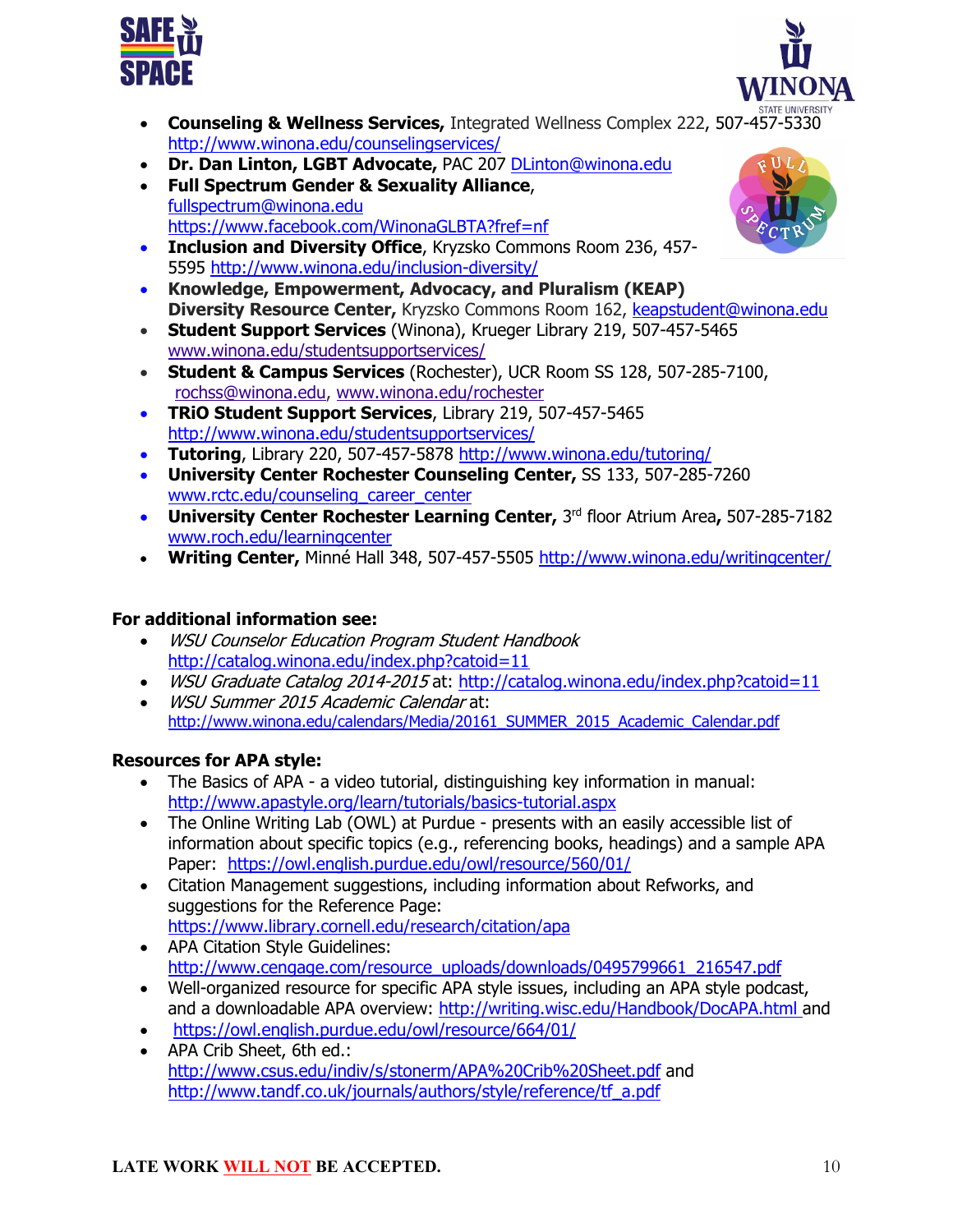- **Counseling & Wellness Services,** Integrated Wellness Complex 222, 507-457-5330 http://www.winona.edu/counselingservices/
- **Dr. Dan Linton, LGBT Advocate,** PAC 207 DLinton@winona.edu
- **Full Spectrum Gender & Sexuality Alliance**, fullspectrum@winona.edu https://www.facebook.com/WinonaGLBTA?fref=nf
- **Inclusion and Diversity Office**, Kryzsko Commons Room 236, 457-5595 http://www.winona.edu/inclusion-diversity/
- **Knowledge, Empowerment, Advocacy, and Pluralism (KEAP) Diversity Resource Center,** Kryzsko Commons Room 162, keapstudent@winona.edu
- **Student Support Services** (Winona), Krueger Library 219, 507-457-5465 www.winona.edu/studentsupportservices/
- **Student & Campus Services** (Rochester), UCR Room SS 128, 507-285-7100, rochss@winona.edu, www.winona.edu/rochester
- **TRiO Student Support Services**, Library 219, 507-457-5465 http://www.winona.edu/studentsupportservices/
- **Tutoring**, Library 220, 507-457-5878 http://www.winona.edu/tutoring/
- **University Center Rochester Counseling Center,** SS 133, 507-285-7260 www.rctc.edu/counseling_career_center
- **University Center Rochester Learning Center,** 3rd floor Atrium Area**,** 507-285-7182 www.roch.edu/learningcenter
- **Writing Center,** Minné Hall 348, 507-457-5505 http://www.winona.edu/writingcenter/

**For additional information see:**

- *WSU Counselor Education Program Student Handbook* http://catalog.winona.edu/index.php?catoid=11
- *WSU Graduate Catalog 2014-2015* at: http://catalog.winona.edu/index.php?catoid=11
- *WSU Summer 2015 Academic Calendar* at: http://www.winona.edu/calendars/Media/20161_SUMMER_2015_Academic_Calendar.pdf

**Resources for APA style:**

- The Basics of APA - a video tutorial, distinguishing key information in manual: http://www.apastyle.org/learn/tutorials/basics-tutorial.aspx
- The Online Writing Lab (OWL) at Purdue - presents with an easily accessible list of information about specific topics (e.g., referencing books, headings) and a sample APA Paper: https://owl.english.purdue.edu/owl/resource/560/01/
- Citation Management suggestions, including information about Refworks, and suggestions for the Reference Page: https://www.library.cornell.edu/research/citation/apa
- APA Citation Style Guidelines: http://www.cengage.com/resource_uploads/downloads/0495799661_216547.pdf
- Well-organized resource for specific APA style issues, including an APA style podcast, and a downloadable APA overview: http://writing.wisc.edu/Handbook/DocAPA.html and
- https://owl.english.purdue.edu/owl/resource/664/01/
- APA Crib Sheet, 6th ed.: http://www.csus.edu/indiv/s/stonerm/APA%20Crib%20Sheet.pdf and http://www.tandf.co.uk/journals/authors/style/reference/tf_a.pdf

**LATE WORK WILL NOT BE ACCEPTED.**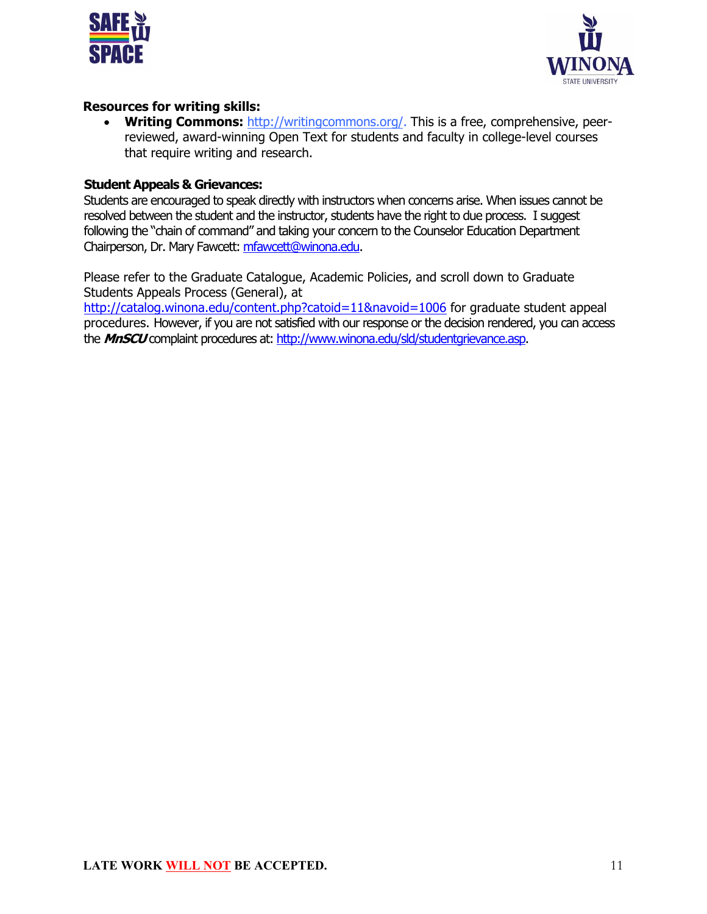**Resources for writing skills:**

- **Writing Commons:** http://writingcommons.org/. This is a free, comprehensive, peer-reviewed, award-winning Open Text for students and faculty in college-level courses that require writing and research.

**Student Appeals & Grievances:**

Students are encouraged to speak directly with instructors when concerns arise. When issues cannot be resolved between the student and the instructor, students have the right to due process. I suggest following the "chain of command" and taking your concern to the Counselor Education Department Chairperson, Dr. Mary Fawcett: mfawcett@winona.edu.

Please refer to the Graduate Catalogue, Academic Policies, and scroll down to Graduate Students Appeals Process (General), at http://catalog.winona.edu/content.php?catoid=11&navoid=1006 for graduate student appeal procedures. However, if you are not satisfied with our response or the decision rendered, you can access the ***MnSCU*** complaint procedures at: http://www.winona.edu/sld/studentgrievance.asp.